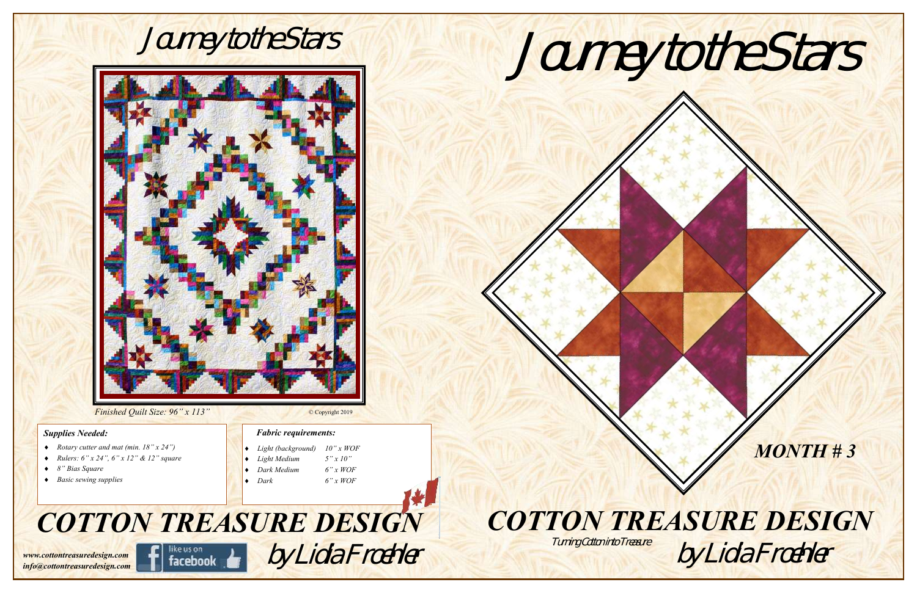# Journey to the Stars

*Finished Quilt Size: 96" x 113"*

© Copyright 2019

### *Supplies Needed:*

- *Rotary cutter and mat (min. 18" x 24")*
- *Rulers: 6" x 24", 6" x 12" & 12" square*
- *8" Bias Square*
- *Basic sewing supplies*

### *Fabric requirements:*

| | |
|---|---|
| *Light (background)* | *10" x WOF* |
| *Light Medium* | *5" x 10"* |
| *Dark Medium* | *6" x WOF* |
| *Dark* | *6" x WOF* |

## *COTTON TREASURE DESIGN*

by Lida Froehler

*www.cottontreasuredesign.com*
*info@cottontreasuredesign.com*

like us on facebook

# Journey to the Stars

***MONTH # 3***

## *COTTON TREASURE DESIGN*

Turning Cotton into Treasure

by Lida Froehler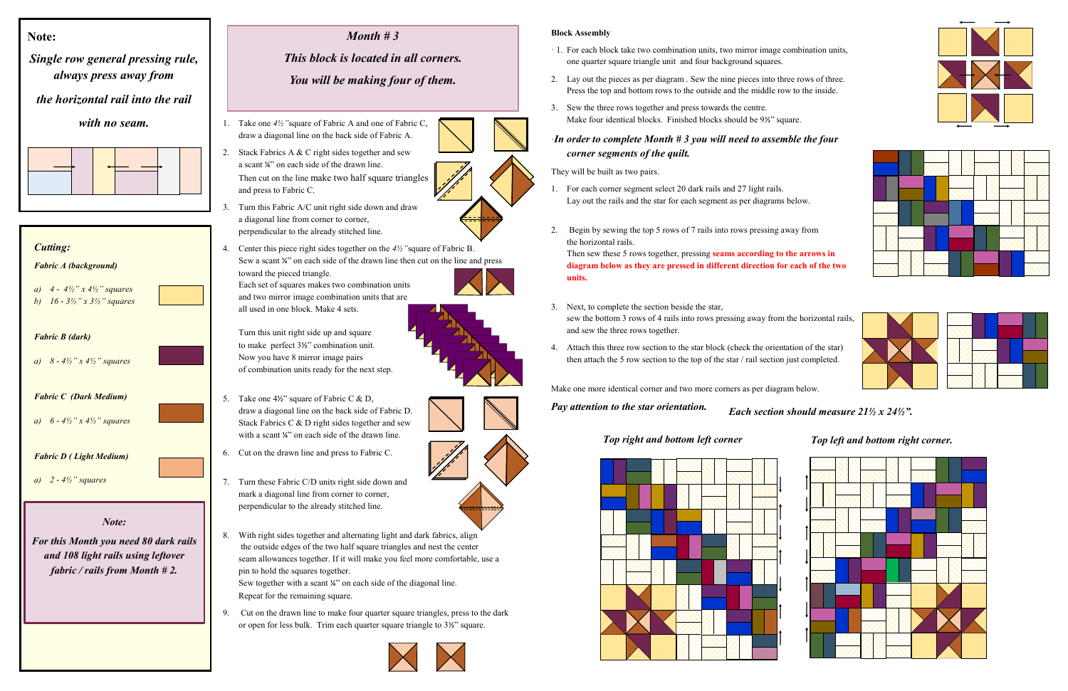**Note:**

***Single row general pressing rule, always press away from the horizontal rail into the rail with no seam.***

***Cutting:***

***Fabric A (background)***

*a) 4 - 4½" x 4½" squares*
*b) 16 - 3½" x 3½" squares*

***Fabric B (dark)***

*a) 8 - 4½" x 4½" squares*

***Fabric C (Dark Medium)***

*a) 6 - 4½" x 4½" squares*

***Fabric D ( Light Medium)***

*a) 2 - 4½" squares*

***Note:***

***For this Month you need 80 dark rails and 108 light rails using leftover fabric / rails from Month # 2.***

***Month # 3***

***This block is located in all corners.***

***You will be making four of them.***

1. Take one *4½"* square of Fabric A and one of Fabric C, draw a diagonal line on the back side of Fabric A.
2. Stack Fabrics A & C right sides together and sew a scant ¼" on each side of the drawn line. Then cut on the line make two half square triangles and press to Fabric C.
3. Turn this Fabric A/C unit right side down and draw a diagonal line from corner to corner, perpendicular to the already stitched line.
4. Center this piece right sides together on the *4½"* square of Fabric B. Sew a scant ¼" on each side of the drawn line then cut on the line and press toward the pieced triangle. Each set of squares makes two combination units and two mirror image combination units that are all used in one block. Make 4 sets.

   Turn this unit right side up and square to make perfect 3½" combination unit. Now you have 8 mirror image pairs of combination units ready for the next step.

5. Take one 4½" square of Fabric C & D, draw a diagonal line on the back side of Fabric D. Stack Fabrics C & D right sides together and sew with a scant ¼" on each side of the drawn line.
6. Cut on the drawn line and press to Fabric C.
7. Turn these Fabric C/D units right side down and mark a diagonal line from corner to corner, perpendicular to the already stitched line.
8. With right sides together and alternating light and dark fabrics, align the outside edges of the two half square triangles and nest the center seam allowances together. If it will make you feel more comfortable, use a pin to hold the squares together. Sew together with a scant ¼" on each side of the diagonal line. Repeat for the remaining square.
9. Cut on the drawn line to make four quarter square triangles, press to the dark or open for less bulk. Trim each quarter square triangle to 3½" square.

**Block Assembly**

1. For each block take two combination units, two mirror image combination units, one quarter square triangle unit and four background squares.
2. Lay out the pieces as per diagram . Sew the nine pieces into three rows of three. Press the top and bottom rows to the outside and the middle row to the inside.
3. Sew the three rows together and press towards the centre. Make four identical blocks. Finished blocks should be 9½" square.

***In order to complete Month # 3 you will need to assemble the four corner segments of the quilt.***

They will be built as two pairs.

1. For each corner segment select 20 dark rails and 27 light rails. Lay out the rails and the star for each segment as per diagrams below.
2. Begin by sewing the top 5 rows of 7 rails into rows pressing away from the horizontal rails. Then sew these 5 rows together, pressing **seams according to the arrows in diagram below as they are pressed in different direction for each of the two units.**
3. Next, to complete the section beside the star, sew the bottom 3 rows of 4 rails into rows pressing away from the horizontal rails, and sew the three rows together.
4. Attach this three row section to the star block (check the orientation of the star) then attach the 5 row section to the top of the star / rail section just completed.

Make one more identical corner and two more corners as per diagram below.

***Pay attention to the star orientation.*** ***Each section should measure 21½ x 24½".***

***Top right and bottom left corner***

***Top left and bottom right corner.***